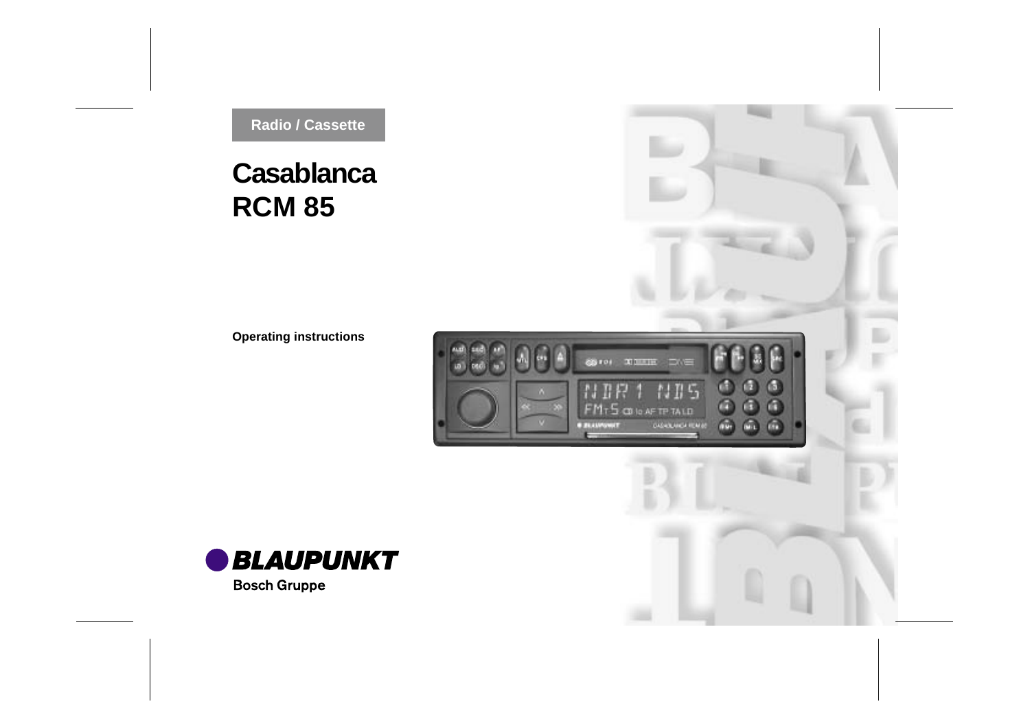Radio / Cassette

# Casablanca
# RCM 85

**Operating instructions**

**BLAUPUNKT**

Bosch Gruppe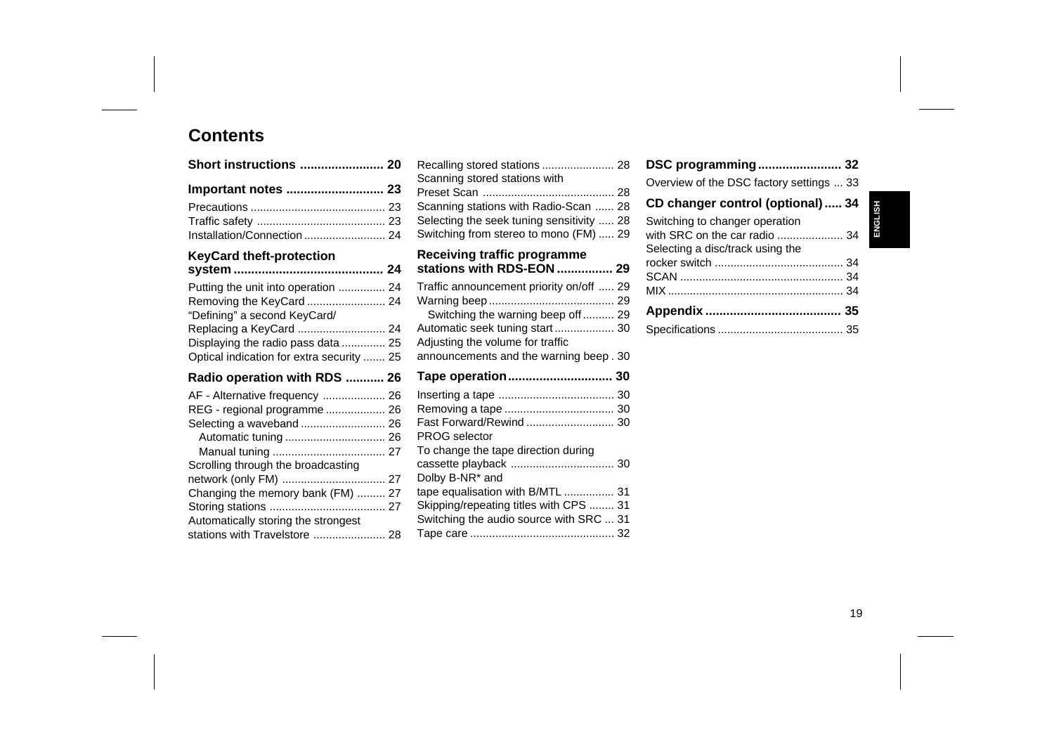# Contents

**Short instructions ........................ 20**

**Important notes ............................ 23**

Precautions ........................................... 23
Traffic safety ......................................... 23
Installation/Connection .......................... 24

**KeyCard theft-protection system ........................................... 24**

Putting the unit into operation ............... 24
Removing the KeyCard ......................... 24
“Defining” a second KeyCard/ Replacing a KeyCard ............................ 24
Displaying the radio pass data .............. 25
Optical indication for extra security ....... 25

**Radio operation with RDS ........... 26**

AF - Alternative frequency .................... 26
REG - regional programme ................... 26
Selecting a waveband ........................... 26
  Automatic tuning ................................ 26
  Manual tuning .................................... 27
Scrolling through the broadcasting network (only FM) ................................. 27
Changing the memory bank (FM) ......... 27
Storing stations ..................................... 27
Automatically storing the strongest stations with Travelstore ....................... 28
Recalling stored stations ....................... 28
Scanning stored stations with Preset Scan .......................................... 28
Scanning stations with Radio-Scan ...... 28
Selecting the seek tuning sensitivity ..... 28
Switching from stereo to mono (FM) ..... 29

**Receiving traffic programme stations with RDS-EON ................ 29**

Traffic announcement priority on/off ..... 29
Warning beep ........................................ 29
  Switching the warning beep off .......... 29
Automatic seek tuning start ................... 30
Adjusting the volume for traffic announcements and the warning beep . 30

**Tape operation .............................. 30**

Inserting a tape ..................................... 30
Removing a tape ................................... 30
Fast Forward/Rewind ............................ 30
PROG selector
To change the tape direction during cassette playback ................................. 30
Dolby B-NR* and tape equalisation with B/MTL ................ 31
Skipping/repeating titles with CPS ........ 31
Switching the audio source with SRC ... 31
Tape care .............................................. 32

**DSC programming ........................ 32**

Overview of the DSC factory settings ... 33

**CD changer control (optional) ..... 34**

Switching to changer operation with SRC on the car radio ..................... 34
Selecting a disc/track using the rocker switch ......................................... 34
SCAN .................................................... 34
MIX ........................................................ 34

**Appendix ....................................... 35**

Specifications ........................................ 35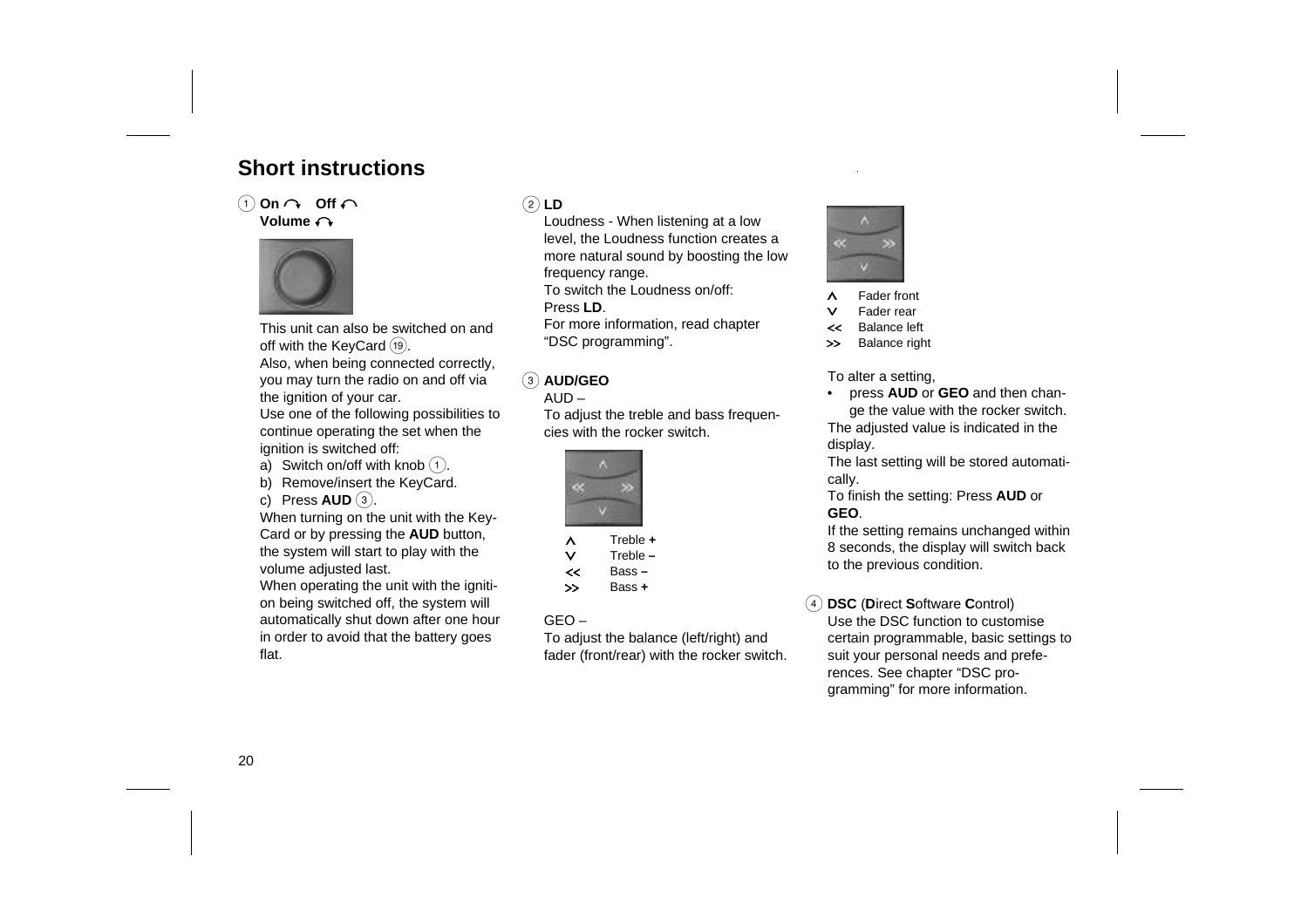# Short instructions

(1) **On ↷ Off ↶**
**Volume ↷**

This unit can also be switched on and off with the KeyCard (19).
Also, when being connected correctly, you may turn the radio on and off via the ignition of your car.
Use one of the following possibilities to continue operating the set when the ignition is switched off:

a) Switch on/off with knob (1).
b) Remove/insert the KeyCard.
c) Press **AUD** (3).

When turning on the unit with the KeyCard or by pressing the **AUD** button, the system will start to play with the volume adjusted last.
When operating the unit with the ignition being switched off, the system will automatically shut down after one hour in order to avoid that the battery goes flat.

(2) **LD**

Loudness - When listening at a low level, the Loudness function creates a more natural sound by boosting the low frequency range.
To switch the Loudness on/off:
Press **LD**.
For more information, read chapter “DSC programming”.

(3) **AUD/GEO**

AUD –
To adjust the treble and bass frequencies with the rocker switch.

| | |
|---|---|
| ʌ | Treble **+** |
| v | Treble **–** |
| << | Bass **–** |
| >> | Bass **+** |

GEO –
To adjust the balance (left/right) and fader (front/rear) with the rocker switch.

| | |
|---|---|
| ʌ | Fader front |
| v | Fader rear |
| << | Balance left |
| >> | Balance right |

To alter a setting,

- press **AUD** or **GEO** and then change the value with the rocker switch.

The adjusted value is indicated in the display.
The last setting will be stored automatically.
To finish the setting: Press **AUD** or **GEO**.
If the setting remains unchanged within 8 seconds, the display will switch back to the previous condition.

(4) **DSC** (**D**irect **S**oftware **C**ontrol)

Use the DSC function to customise certain programmable, basic settings to suit your personal needs and preferences. See chapter “DSC programming” for more information.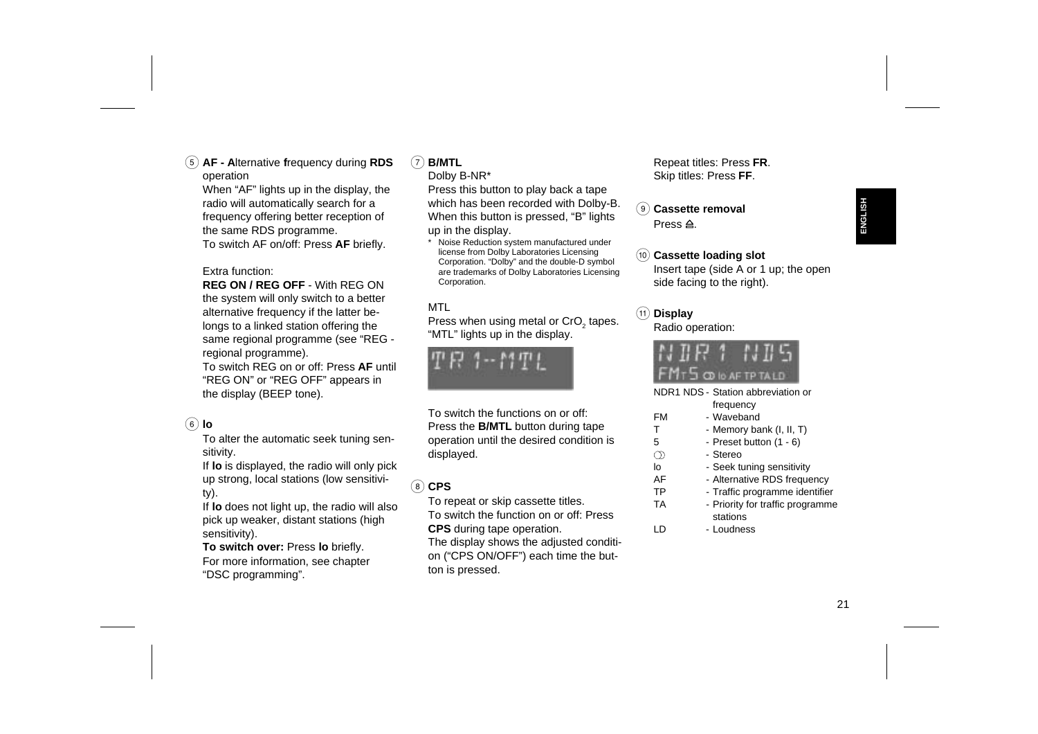⑤ **AF - A**lternative **f**requency during **RDS** operation

When “AF” lights up in the display, the radio will automatically search for a frequency offering better reception of the same RDS programme.
To switch AF on/off: Press **AF** briefly.

Extra function:
**REG ON / REG OFF** - With REG ON the system will only switch to a better alternative frequency if the latter belongs to a linked station offering the same regional programme (see “REG - regional programme).
To switch REG on or off: Press **AF** until “REG ON” or “REG OFF” appears in the display (BEEP tone).

⑥ **lo**

To alter the automatic seek tuning sensitivity.
If **lo** is displayed, the radio will only pick up strong, local stations (low sensitivity).
If **lo** does not light up, the radio will also pick up weaker, distant stations (high sensitivity).
**To switch over:** Press **lo** briefly.
For more information, see chapter “DSC programming”.

⑦ **B/MTL**

Dolby B-NR*
Press this button to play back a tape which has been recorded with Dolby-B. When this button is pressed, “B” lights up in the display.

\* Noise Reduction system manufactured under license from Dolby Laboratories Licensing Corporation. “Dolby” and the double-D symbol are trademarks of Dolby Laboratories Licensing Corporation.

MTL
Press when using metal or $CrO_2$ tapes. “MTL” lights up in the display.

TR 1--MTL

To switch the functions on or off:
Press the **B/MTL** button during tape operation until the desired condition is displayed.

⑧ **CPS**

To repeat or skip cassette titles.
To switch the function on or off: Press **CPS** during tape operation.
The display shows the adjusted condition (“CPS ON/OFF”) each time the button is pressed.

Repeat titles: Press **FR**.
Skip titles: Press **FF**.

⑨ **Cassette removal**

Press ⏏.

⑩ **Cassette loading slot**

Insert tape (side A or 1 up; the open side facing to the right).

⑪ **Display**

Radio operation:

NDR 1 NDS
FMT5 ◯◯ lo AF TP TA LD

| | |
|---|---|
| NDR1 NDS | - Station abbreviation or frequency |
| FM | - Waveband |
| T | - Memory bank (I, II, T) |
| 5 | - Preset button (1 - 6) |
| ◯◯ | - Stereo |
| lo | - Seek tuning sensitivity |
| AF | - Alternative RDS frequency |
| TP | - Traffic programme identifier |
| TA | - Priority for traffic programme stations |
| LD | - Loudness |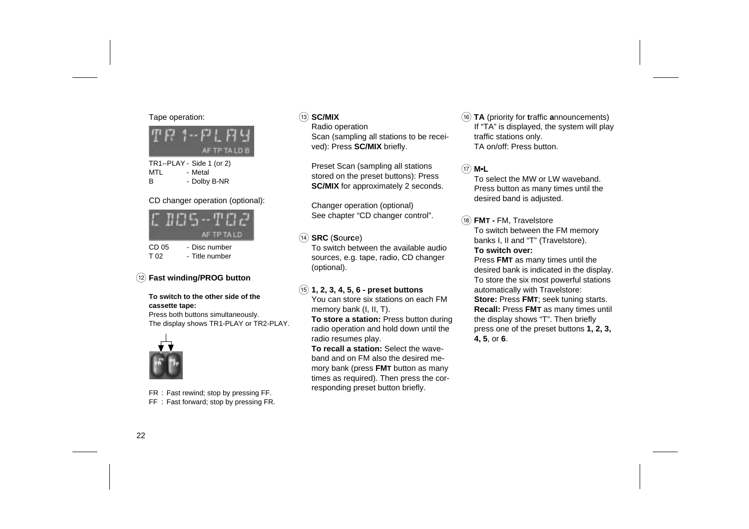Tape operation:

TR1--PLAY - Side 1 (or 2)
MTL - Metal
B - Dolby B-NR

CD changer operation (optional):

CD 05 - Disc number
T 02 - Title number

⑫ **Fast winding/PROG button**

**To switch to the other side of the cassette tape:**
Press both buttons simultaneously.
The display shows TR1-PLAY or TR2-PLAY.

FR : Fast rewind; stop by pressing FF.
FF : Fast forward; stop by pressing FR.

⑬ **SC/MIX**

Radio operation
Scan (sampling all stations to be received): Press **SC/MIX** briefly.

Preset Scan (sampling all stations stored on the preset buttons): Press **SC/MIX** for approximately 2 seconds.

Changer operation (optional)
See chapter "CD changer control".

⑭ **SRC** (**S**ou**rc**e)

To switch between the available audio sources, e.g. tape, radio, CD changer (optional).

⑮ **1, 2, 3, 4, 5, 6 - preset buttons**

You can store six stations on each FM memory bank (I, II, T).
**To store a station:** Press button during radio operation and hold down until the radio resumes play.
**To recall a station:** Select the waveband and on FM also the desired memory bank (press **FMT** button as many times as required). Then press the corresponding preset button briefly.

⑯ **TA** (priority for **t**raffic **a**nnouncements)

If "TA" is displayed, the system will play traffic stations only.
TA on/off: Press button.

⑰ **M•L**

To select the MW or LW waveband.
Press button as many times until the desired band is adjusted.

⑱ **FMT -** FM, Travelstore

To switch between the FM memory banks I, II and "T" (Travelstore).
**To switch over:**
Press **FMT** as many times until the desired bank is indicated in the display.
To store the six most powerful stations automatically with Travelstore:
**Store:** Press **FMT**; seek tuning starts.
**Recall:** Press **FMT** as many times until the display shows "T". Then briefly press one of the preset buttons **1, 2, 3, 4, 5**, or **6**.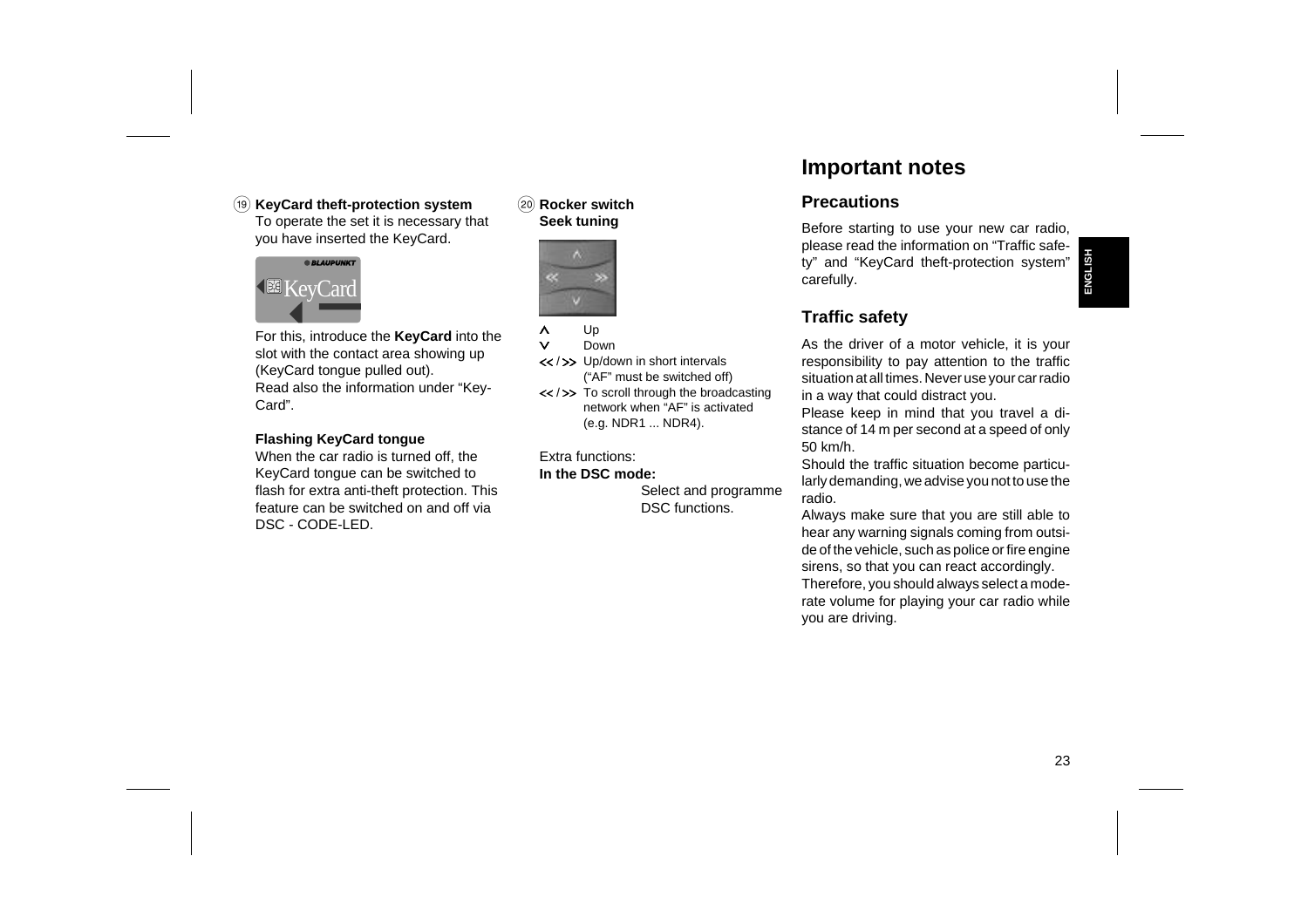⑲ **KeyCard theft-protection system**

To operate the set it is necessary that you have inserted the KeyCard.

For this, introduce the **KeyCard** into the slot with the contact area showing up (KeyCard tongue pulled out).
Read also the information under "Key-Card".

**Flashing KeyCard tongue**

When the car radio is turned off, the KeyCard tongue can be switched to flash for extra anti-theft protection. This feature can be switched on and off via DSC - CODE-LED.

⑳ **Rocker switch**
**Seek tuning**

- ∧ Up
- ∨ Down
- << / >> Up/down in short intervals ("AF" must be switched off)
- << / >> To scroll through the broadcasting network when "AF" is activated (e.g. NDR1 ... NDR4).

Extra functions:
**In the DSC mode:**
Select and programme DSC functions.

# Important notes

## Precautions

Before starting to use your new car radio, please read the information on "Traffic safety" and "KeyCard theft-protection system" carefully.

## Traffic safety

As the driver of a motor vehicle, it is your responsibility to pay attention to the traffic situation at all times. Never use your car radio in a way that could distract you.
Please keep in mind that you travel a distance of 14 m per second at a speed of only 50 km/h.
Should the traffic situation become particularly demanding, we advise you not to use the radio.
Always make sure that you are still able to hear any warning signals coming from outside of the vehicle, such as police or fire engine sirens, so that you can react accordingly.
Therefore, you should always select a moderate volume for playing your car radio while you are driving.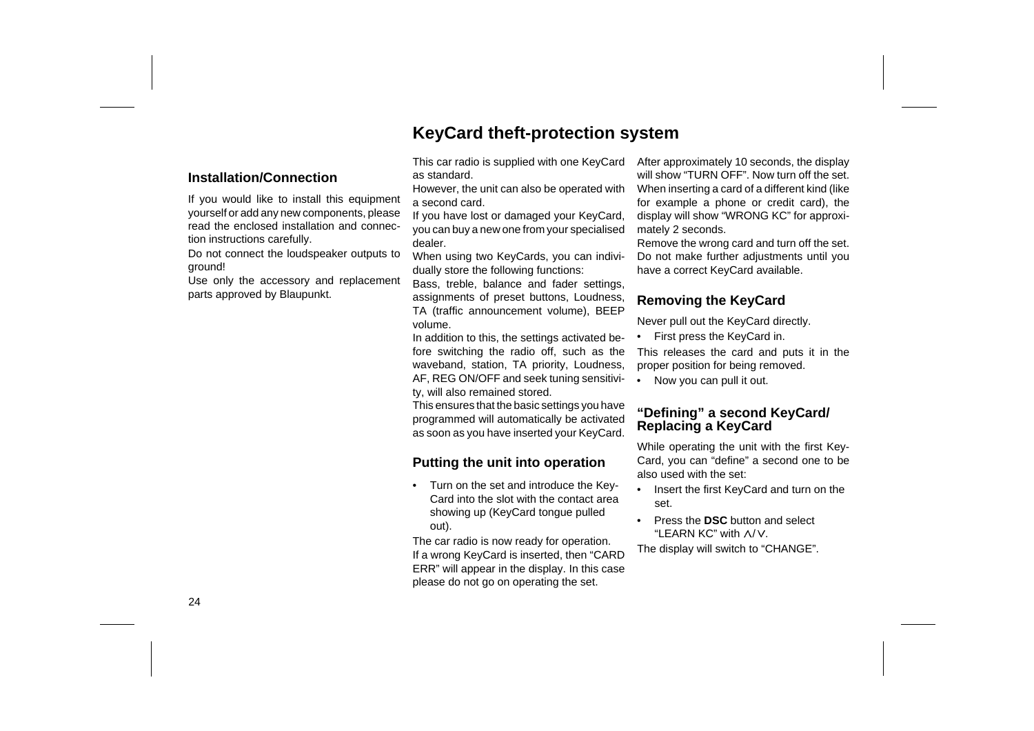## Installation/Connection

If you would like to install this equipment yourself or add any new components, please read the enclosed installation and connection instructions carefully.

Do not connect the loudspeaker outputs to ground!

Use only the accessory and replacement parts approved by Blaupunkt.

# KeyCard theft-protection system

This car radio is supplied with one KeyCard as standard.

However, the unit can also be operated with a second card.

If you have lost or damaged your KeyCard, you can buy a new one from your specialised dealer.

When using two KeyCards, you can individually store the following functions:

Bass, treble, balance and fader settings, assignments of preset buttons, Loudness, TA (traffic announcement volume), BEEP volume.

In addition to this, the settings activated before switching the radio off, such as the waveband, station, TA priority, Loudness, AF, REG ON/OFF and seek tuning sensitivity, will also remained stored.

This ensures that the basic settings you have programmed will automatically be activated as soon as you have inserted your KeyCard.

## Putting the unit into operation

- Turn on the set and introduce the KeyCard into the slot with the contact area showing up (KeyCard tongue pulled out).

The car radio is now ready for operation.

If a wrong KeyCard is inserted, then "CARD ERR" will appear in the display. In this case please do not go on operating the set.

After approximately 10 seconds, the display will show "TURN OFF". Now turn off the set. When inserting a card of a different kind (like for example a phone or credit card), the display will show "WRONG KC" for approximately 2 seconds.

Remove the wrong card and turn off the set. Do not make further adjustments until you have a correct KeyCard available.

## Removing the KeyCard

Never pull out the KeyCard directly.

- First press the KeyCard in.

This releases the card and puts it in the proper position for being removed.

- Now you can pull it out.

## "Defining" a second KeyCard/ Replacing a KeyCard

While operating the unit with the first KeyCard, you can "define" a second one to be also used with the set:

- Insert the first KeyCard and turn on the set.
- Press the **DSC** button and select "LEARN KC" with ∧/∨.

The display will switch to "CHANGE".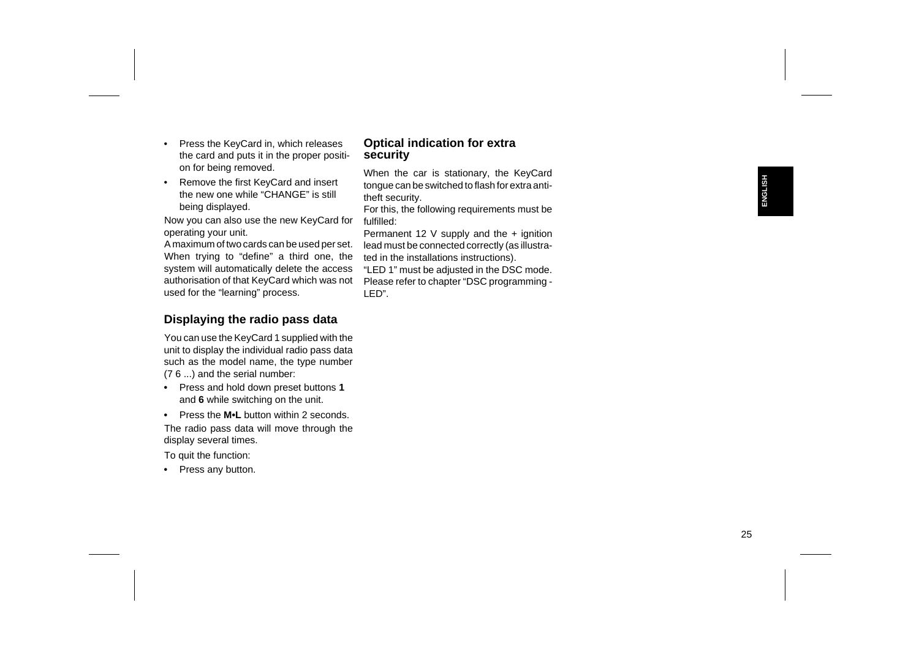- Press the KeyCard in, which releases the card and puts it in the proper position for being removed.
- Remove the first KeyCard and insert the new one while “CHANGE” is still being displayed.

Now you can also use the new KeyCard for operating your unit.

A maximum of two cards can be used per set. When trying to “define” a third one, the system will automatically delete the access authorisation of that KeyCard which was not used for the “learning” process.

## Displaying the radio pass data

You can use the KeyCard 1 supplied with the unit to display the individual radio pass data such as the model name, the type number (7 6 ...) and the serial number:

- Press and hold down preset buttons **1** and **6** while switching on the unit.
- Press the **M•L** button within 2 seconds.

The radio pass data will move through the display several times.

To quit the function:

- Press any button.

## Optical indication for extra security

When the car is stationary, the KeyCard tongue can be switched to flash for extra anti-theft security.

For this, the following requirements must be fulfilled:

Permanent 12 V supply and the + ignition lead must be connected correctly (as illustrated in the installations instructions).

“LED 1” must be adjusted in the DSC mode. Please refer to chapter “DSC programming - LED”.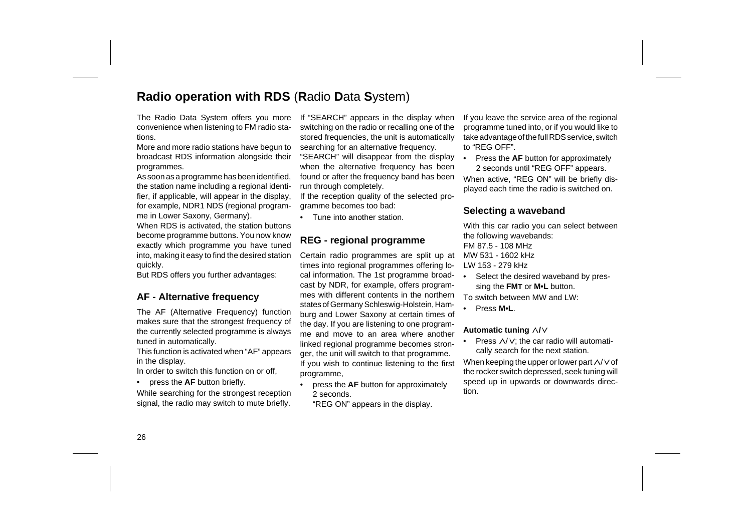# Radio operation with RDS (**R**adio **D**ata **S**ystem)

The Radio Data System offers you more convenience when listening to FM radio stations.

More and more radio stations have begun to broadcast RDS information alongside their programmes.

As soon as a programme has been identified, the station name including a regional identifier, if applicable, will appear in the display, for example, NDR1 NDS (regional programme in Lower Saxony, Germany).

When RDS is activated, the station buttons become programme buttons. You now know exactly which programme you have tuned into, making it easy to find the desired station quickly.

But RDS offers you further advantages:

## AF - Alternative frequency

The AF (Alternative Frequency) function makes sure that the strongest frequency of the currently selected programme is always tuned in automatically.

This function is activated when "AF" appears in the display.

In order to switch this function on or off,

- press the **AF** button briefly.

While searching for the strongest reception signal, the radio may switch to mute briefly.

If "SEARCH" appears in the display when switching on the radio or recalling one of the stored frequencies, the unit is automatically searching for an alternative frequency.

"SEARCH" will disappear from the display when the alternative frequency has been found or after the frequency band has been run through completely.

If the reception quality of the selected programme becomes too bad:

- Tune into another station.

## REG - regional programme

Certain radio programmes are split up at times into regional programmes offering local information. The 1st programme broadcast by NDR, for example, offers programmes with different contents in the northern states of Germany Schleswig-Holstein, Hamburg and Lower Saxony at certain times of the day. If you are listening to one programme and move to an area where another linked regional programme becomes stronger, the unit will switch to that programme.

If you wish to continue listening to the first programme,

- press the **AF** button for approximately 2 seconds.
  "REG ON" appears in the display.

If you leave the service area of the regional programme tuned into, or if you would like to take advantage of the full RDS service, switch to "REG OFF".

- Press the **AF** button for approximately 2 seconds until "REG OFF" appears.

When active, "REG ON" will be briefly displayed each time the radio is switched on.

## Selecting a waveband

With this car radio you can select between the following wavebands:

FM 87.5 - 108 MHz
MW 531 - 1602 kHz
LW 153 - 279 kHz

- Select the desired waveband by pressing the **FMT** or **M•L** button.

To switch between MW and LW:

- Press **M•L**.

### Automatic tuning ∧/∨

- Press ∧/∨; the car radio will automatically search for the next station.

When keeping the upper or lower part ∧/∨ of the rocker switch depressed, seek tuning will speed up in upwards or downwards direction.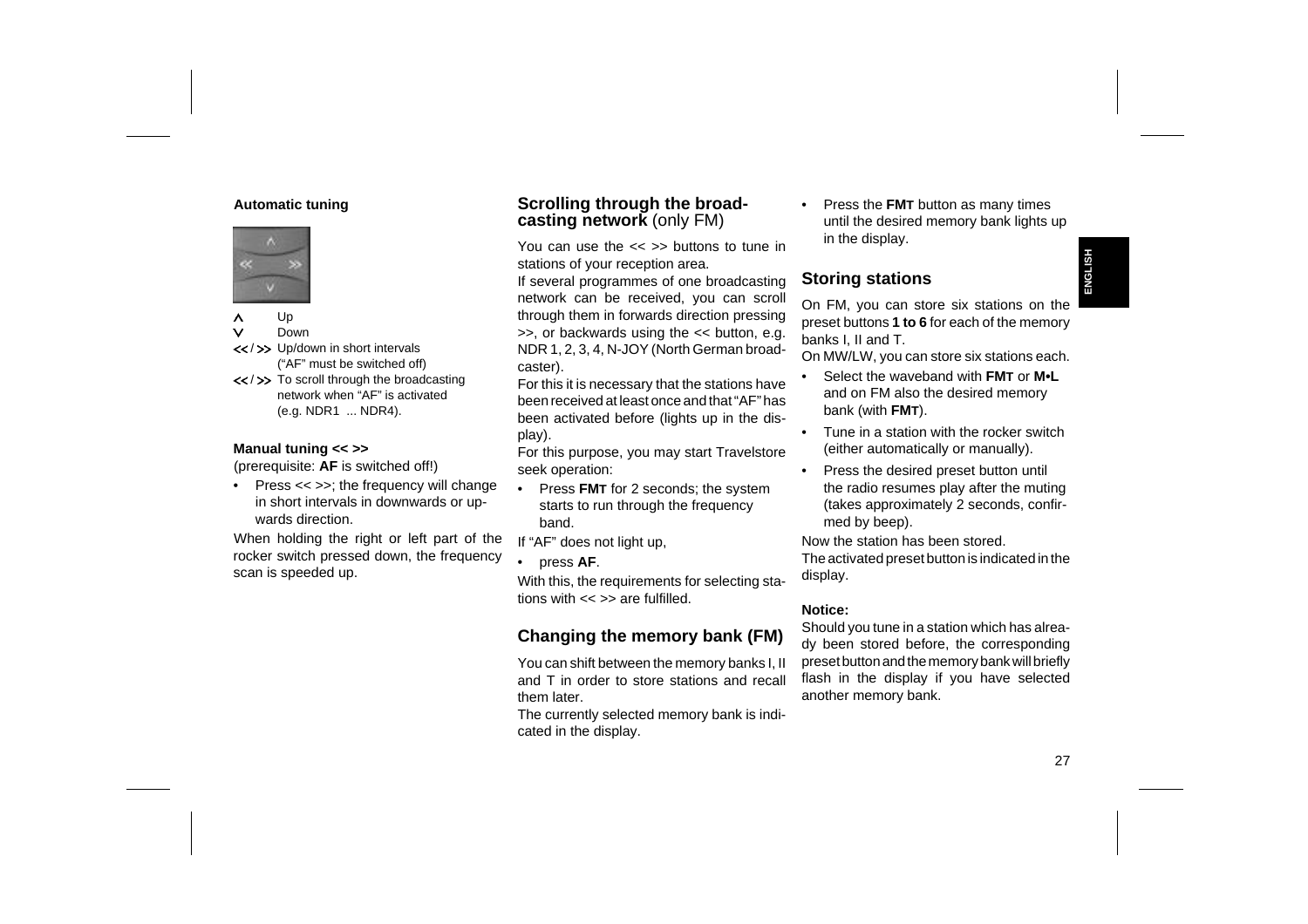### Automatic tuning

| | |
|---|---|
| ∧ | Up |
| ∨ | Down |
| << / >> | Up/down in short intervals ("AF" must be switched off) |
| << / >> | To scroll through the broadcasting network when "AF" is activated (e.g. NDR1 ... NDR4). |

### Manual tuning << >>

(prerequisite: **AF** is switched off!)

- Press << >>; the frequency will change in short intervals in downwards or upwards direction.

When holding the right or left part of the rocker switch pressed down, the frequency scan is speeded up.

## Scrolling through the broadcasting network (only FM)

You can use the << >> buttons to tune in stations of your reception area.

If several programmes of one broadcasting network can be received, you can scroll through them in forwards direction pressing >>, or backwards using the << button, e.g. NDR 1, 2, 3, 4, N-JOY (North German broadcaster).

For this it is necessary that the stations have been received at least once and that "AF" has been activated before (lights up in the display).

For this purpose, you may start Travelstore seek operation:

- Press **FMT** for 2 seconds; the system starts to run through the frequency band.

If "AF" does not light up,

- press **AF**.

With this, the requirements for selecting stations with << >> are fulfilled.

## Changing the memory bank (FM)

You can shift between the memory banks I, II and T in order to store stations and recall them later.

The currently selected memory bank is indicated in the display.

- Press the **FMT** button as many times until the desired memory bank lights up in the display.

## Storing stations

On FM, you can store six stations on the preset buttons **1 to 6** for each of the memory banks I, II and T.

On MW/LW, you can store six stations each.

- Select the waveband with **FMT** or **M•L** and on FM also the desired memory bank (with **FMT**).
- Tune in a station with the rocker switch (either automatically or manually).
- Press the desired preset button until the radio resumes play after the muting (takes approximately 2 seconds, confirmed by beep).

Now the station has been stored.

The activated preset button is indicated in the display.

### Notice:

Should you tune in a station which has already been stored before, the corresponding preset button and the memory bank will briefly flash in the display if you have selected another memory bank.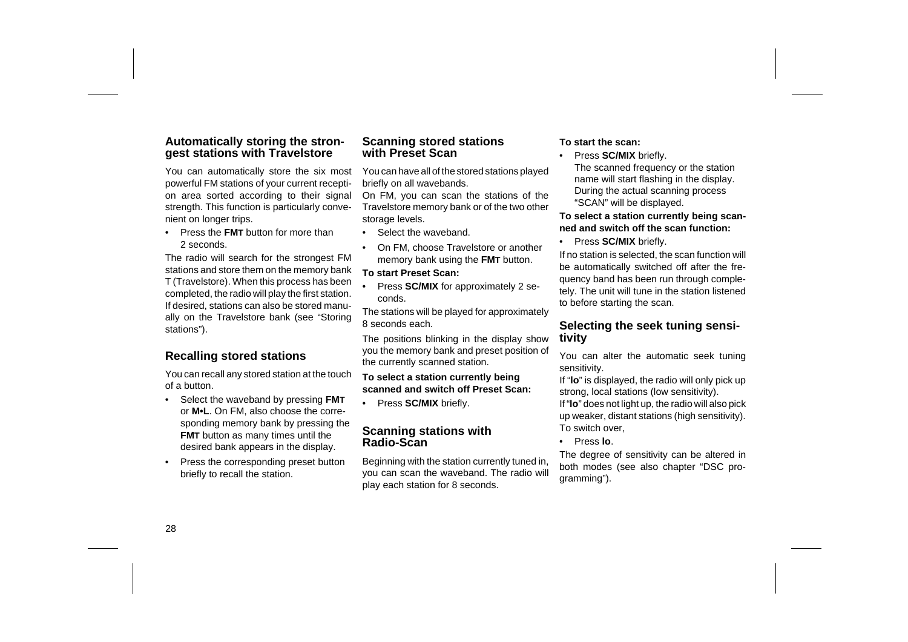## Automatically storing the strongest stations with Travelstore

You can automatically store the six most powerful FM stations of your current reception area sorted according to their signal strength. This function is particularly convenient on longer trips.

- Press the **FMT** button for more than 2 seconds.

The radio will search for the strongest FM stations and store them on the memory bank T (Travelstore). When this process has been completed, the radio will play the first station. If desired, stations can also be stored manually on the Travelstore bank (see “Storing stations”).

## Recalling stored stations

You can recall any stored station at the touch of a button.

- Select the waveband by pressing **FMT** or **M•L**. On FM, also choose the corresponding memory bank by pressing the **FMT** button as many times until the desired bank appears in the display.
- Press the corresponding preset button briefly to recall the station.

## Scanning stored stations with Preset Scan

You can have all of the stored stations played briefly on all wavebands.

On FM, you can scan the stations of the Travelstore memory bank or of the two other storage levels.

- Select the waveband.
- On FM, choose Travelstore or another memory bank using the **FMT** button.

**To start Preset Scan:**

- Press **SC/MIX** for approximately 2 seconds.

The stations will be played for approximately 8 seconds each.

The positions blinking in the display show you the memory bank and preset position of the currently scanned station.

**To select a station currently being scanned and switch off Preset Scan:**

- Press **SC/MIX** briefly.

## Scanning stations with Radio-Scan

Beginning with the station currently tuned in, you can scan the waveband. The radio will play each station for 8 seconds.

**To start the scan:**

- Press **SC/MIX** briefly.
  The scanned frequency or the station name will start flashing in the display. During the actual scanning process “SCAN” will be displayed.

**To select a station currently being scanned and switch off the scan function:**

- Press **SC/MIX** briefly.

If no station is selected, the scan function will be automatically switched off after the frequency band has been run through completely. The unit will tune in the station listened to before starting the scan.

## Selecting the seek tuning sensitivity

You can alter the automatic seek tuning sensitivity.

If “**lo**” is displayed, the radio will only pick up strong, local stations (low sensitivity).

If “**lo**” does not light up, the radio will also pick up weaker, distant stations (high sensitivity).

To switch over,

- Press **lo**.

The degree of sensitivity can be altered in both modes (see also chapter “DSC programming”).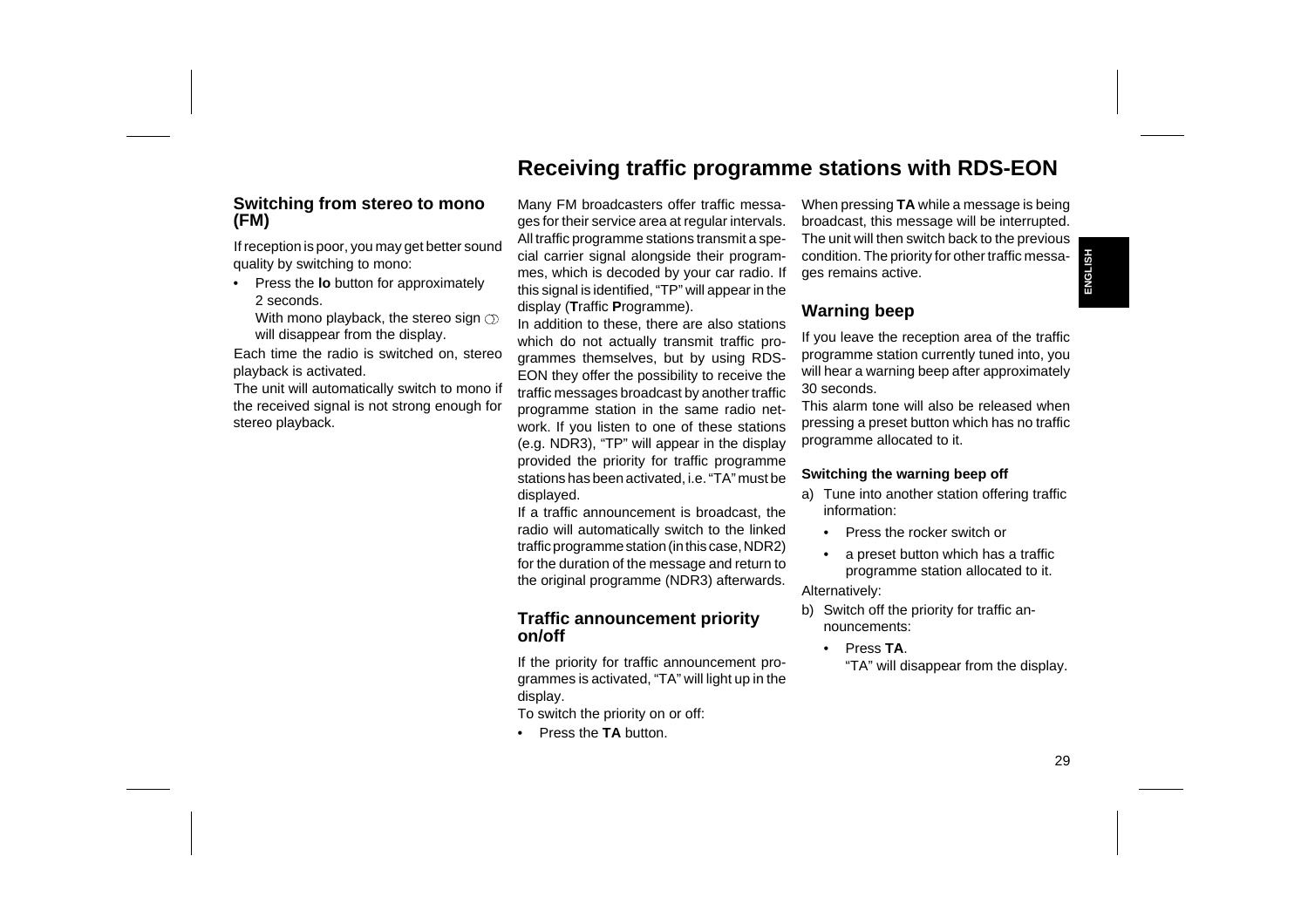## Switching from stereo to mono (FM)

If reception is poor, you may get better sound quality by switching to mono:

- Press the **lo** button for approximately 2 seconds.
  With mono playback, the stereo sign ◯◯ will disappear from the display.

Each time the radio is switched on, stereo playback is activated.

The unit will automatically switch to mono if the received signal is not strong enough for stereo playback.

# Receiving traffic programme stations with RDS-EON

Many FM broadcasters offer traffic messages for their service area at regular intervals. All traffic programme stations transmit a special carrier signal alongside their programmes, which is decoded by your car radio. If this signal is identified, "TP" will appear in the display (**T**raffic **P**rogramme).

In addition to these, there are also stations which do not actually transmit traffic programmes themselves, but by using RDS-EON they offer the possibility to receive the traffic messages broadcast by another traffic programme station in the same radio network. If you listen to one of these stations (e.g. NDR3), "TP" will appear in the display provided the priority for traffic programme stations has been activated, i.e. "TA" must be displayed.

If a traffic announcement is broadcast, the radio will automatically switch to the linked traffic programme station (in this case, NDR2) for the duration of the message and return to the original programme (NDR3) afterwards.

## Traffic announcement priority on/off

If the priority for traffic announcement programmes is activated, "TA" will light up in the display.

To switch the priority on or off:

- Press the **TA** button.

When pressing **TA** while a message is being broadcast, this message will be interrupted. The unit will then switch back to the previous condition. The priority for other traffic messages remains active.

## Warning beep

If you leave the reception area of the traffic programme station currently tuned into, you will hear a warning beep after approximately 30 seconds.

This alarm tone will also be released when pressing a preset button which has no traffic programme allocated to it.

### Switching the warning beep off

a) Tune into another station offering traffic information:

- Press the rocker switch or
- a preset button which has a traffic programme station allocated to it.

Alternatively:

b) Switch off the priority for traffic announcements:

- Press **TA**.
  "TA" will disappear from the display.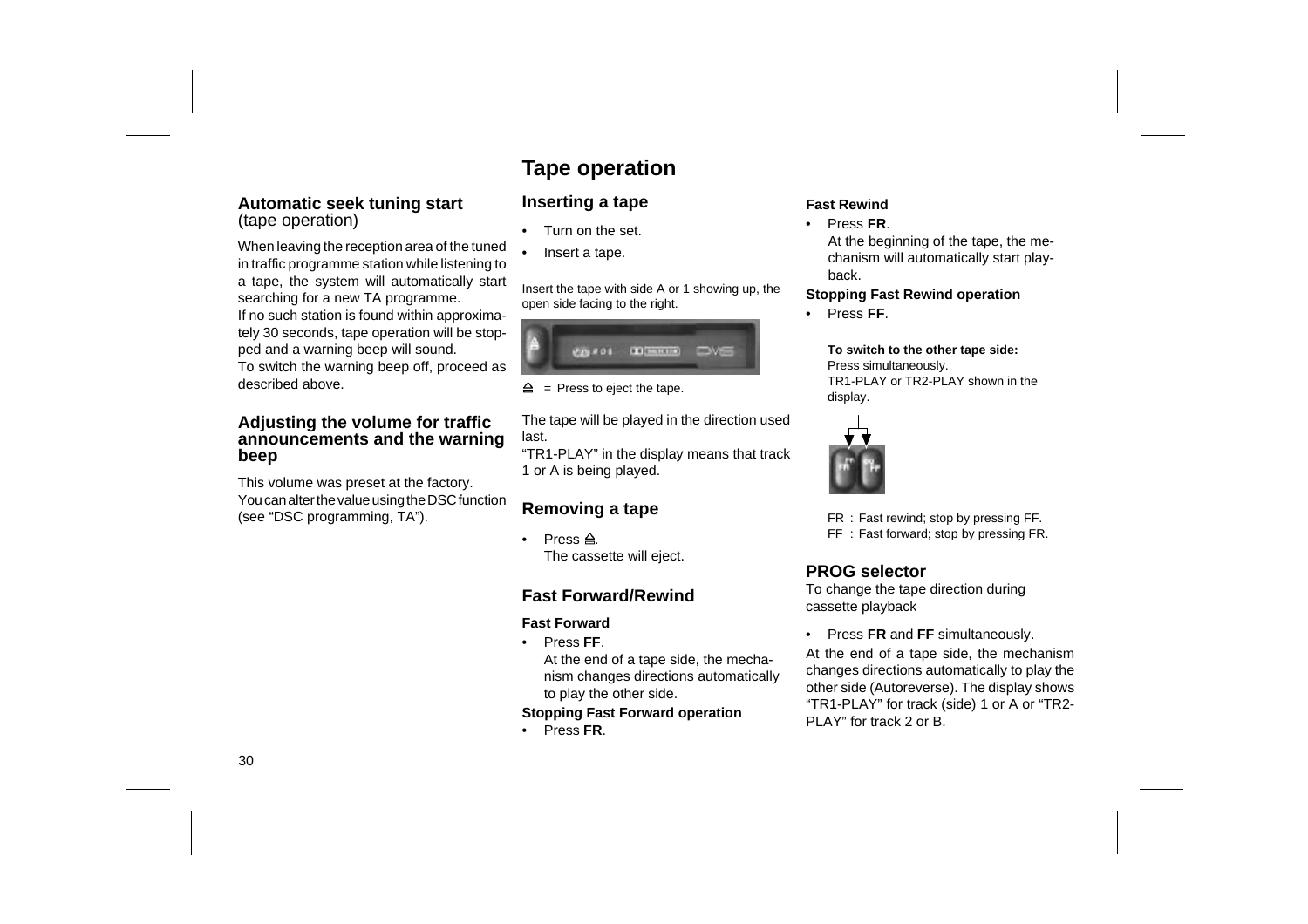## Automatic seek tuning start
(tape operation)

When leaving the reception area of the tuned in traffic programme station while listening to a tape, the system will automatically start searching for a new TA programme.
If no such station is found within approximately 30 seconds, tape operation will be stopped and a warning beep will sound.
To switch the warning beep off, proceed as described above.

## Adjusting the volume for traffic announcements and the warning beep

This volume was preset at the factory.
You can alter the value using the DSC function (see “DSC programming, TA”).

# Tape operation

## Inserting a tape

- Turn on the set.
- Insert a tape.

Insert the tape with side A or 1 showing up, the open side facing to the right.

≜ = Press to eject the tape.

The tape will be played in the direction used last.
“TR1-PLAY” in the display means that track 1 or A is being played.

## Removing a tape

- Press ≜.
  The cassette will eject.

## Fast Forward/Rewind

**Fast Forward**

- Press **FF**.
  At the end of a tape side, the mechanism changes directions automatically to play the other side.

**Stopping Fast Forward operation**

- Press **FR**.

**Fast Rewind**

- Press **FR**.
  At the beginning of the tape, the mechanism will automatically start playback.

**Stopping Fast Rewind operation**

- Press **FF**.

**To switch to the other tape side:**
Press simultaneously.
TR1-PLAY or TR2-PLAY shown in the display.

FR : Fast rewind; stop by pressing FF.
FF : Fast forward; stop by pressing FR.

## PROG selector

To change the tape direction during cassette playback

- Press **FR** and **FF** simultaneously.

At the end of a tape side, the mechanism changes directions automatically to play the other side (Autoreverse). The display shows “TR1-PLAY” for track (side) 1 or A or “TR2-PLAY” for track 2 or B.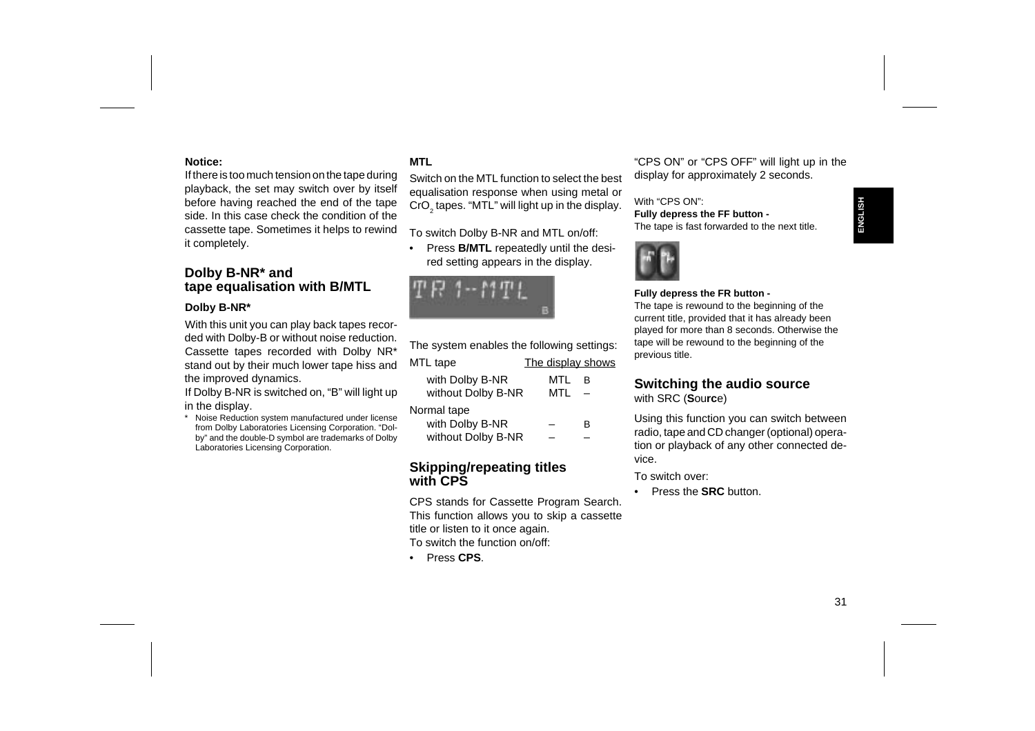**Notice:**

If there is too much tension on the tape during playback, the set may switch over by itself before having reached the end of the tape side. In this case check the condition of the cassette tape. Sometimes it helps to rewind it completely.

## Dolby B-NR* and tape equalisation with B/MTL

### Dolby B-NR*

With this unit you can play back tapes recorded with Dolby-B or without noise reduction. Cassette tapes recorded with Dolby NR* stand out by their much lower tape hiss and the improved dynamics.

If Dolby B-NR is switched on, "B" will light up in the display.

* Noise Reduction system manufactured under license from Dolby Laboratories Licensing Corporation. "Dolby" and the double-D symbol are trademarks of Dolby Laboratories Licensing Corporation.

### MTL

Switch on the MTL function to select the best equalisation response when using metal or $CrO_2$ tapes. "MTL" will light up in the display.

To switch Dolby B-NR and MTL on/off:

- Press **B/MTL** repeatedly until the desired setting appears in the display.

The system enables the following settings:

| MTL tape | The display shows | |
|---|---|---|
| with Dolby B-NR | MTL | B |
| without Dolby B-NR | MTL | – |
| Normal tape | | |
| with Dolby B-NR | – | B |
| without Dolby B-NR | – | – |

## Skipping/repeating titles with CPS

CPS stands for Cassette Program Search. This function allows you to skip a cassette title or listen to it once again.

To switch the function on/off:

- Press **CPS**.

"CPS ON" or "CPS OFF" will light up in the display for approximately 2 seconds.

With "CPS ON":

**Fully depress the FF button -**

The tape is fast forwarded to the next title.

**Fully depress the FR button -**

The tape is rewound to the beginning of the current title, provided that it has already been played for more than 8 seconds. Otherwise the tape will be rewound to the beginning of the previous title.

## Switching the audio source

with SRC (**So**u**rc**e)

Using this function you can switch between radio, tape and CD changer (optional) operation or playback of any other connected device.

To switch over:

- Press the **SRC** button.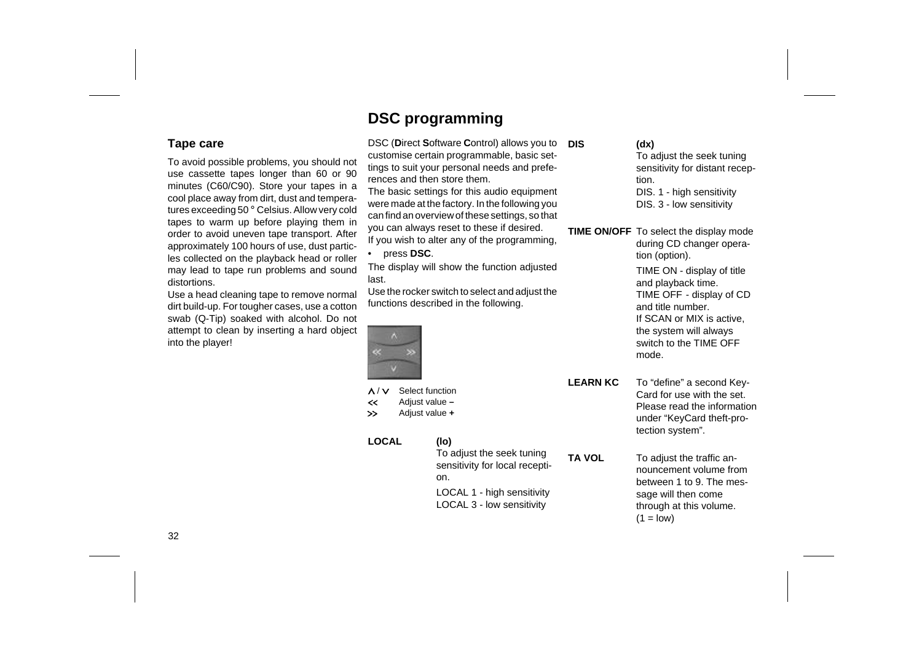## Tape care

To avoid possible problems, you should not use cassette tapes longer than 60 or 90 minutes (C60/C90). Store your tapes in a cool place away from dirt, dust and temperatures exceeding 50 ° Celsius. Allow very cold tapes to warm up before playing them in order to avoid uneven tape transport. After approximately 100 hours of use, dust particles collected on the playback head or roller may lead to tape run problems and sound distortions.

Use a head cleaning tape to remove normal dirt build-up. For tougher cases, use a cotton swab (Q-Tip) soaked with alcohol. Do not attempt to clean by inserting a hard object into the player!

# DSC programming

DSC (**D**irect **S**oftware **C**ontrol) allows you to customise certain programmable, basic settings to suit your personal needs and preferences and then store them.

The basic settings for this audio equipment were made at the factory. In the following you can find an overview of these settings, so that you can always reset to these if desired.

If you wish to alter any of the programming,

- press **DSC**.

The display will show the function adjusted last.

Use the rocker switch to select and adjust the functions described in the following.

| | |
|---|---|
| ʌ / v | Select function |
| << | Adjust value **–** |
| >> | Adjust value **+** |

**LOCAL** **(lo)**
To adjust the seek tuning sensitivity for local reception.

LOCAL 1 - high sensitivity
LOCAL 3 - low sensitivity

**DIS** **(dx)**
To adjust the seek tuning sensitivity for distant reception.
DIS. 1 - high sensitivity
DIS. 3 - low sensitivity

**TIME ON/OFF** To select the display mode during CD changer operation (option).

TIME ON - display of title and playback time.
TIME OFF - display of CD and title number.
If SCAN or MIX is active, the system will always switch to the TIME OFF mode.

**LEARN KC** To "define" a second Key-Card for use with the set. Please read the information under "KeyCard theft-protection system".

**TA VOL** To adjust the traffic announcement volume from between 1 to 9. The message will then come through at this volume. (1 = low)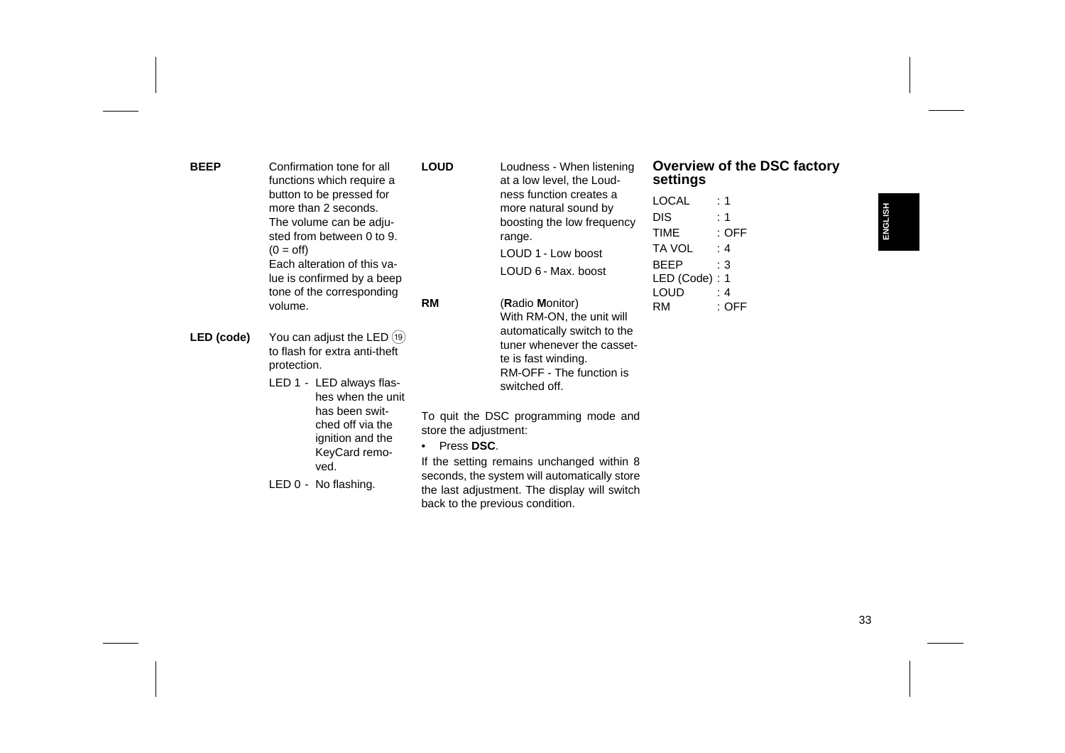**BEEP** Confirmation tone for all functions which require a button to be pressed for more than 2 seconds. The volume can be adjusted from between 0 to 9. (0 = off)
Each alteration of this value is confirmed by a beep tone of the corresponding volume.

**LED (code)** You can adjust the LED ⑲ to flash for extra anti-theft protection.

LED 1 - LED always flashes when the unit has been switched off via the ignition and the KeyCard removed.

LED 0 - No flashing.

**LOUD** Loudness - When listening at a low level, the Loudness function creates a more natural sound by boosting the low frequency range.

LOUD 1 - Low boost

LOUD 6 - Max. boost

**RM** (**R**adio **M**onitor)
With RM-ON, the unit will automatically switch to the tuner whenever the cassette is fast winding.
RM-OFF - The function is switched off.

To quit the DSC programming mode and store the adjustment:

- Press **DSC**.

If the setting remains unchanged within 8 seconds, the system will automatically store the last adjustment. The display will switch back to the previous condition.

## Overview of the DSC factory settings

| | |
|---|---|
| LOCAL | : 1 |
| DIS | : 1 |
| TIME | : OFF |
| TA VOL | : 4 |
| BEEP | : 3 |
| LED (Code) | : 1 |
| LOUD | : 4 |
| RM | : OFF |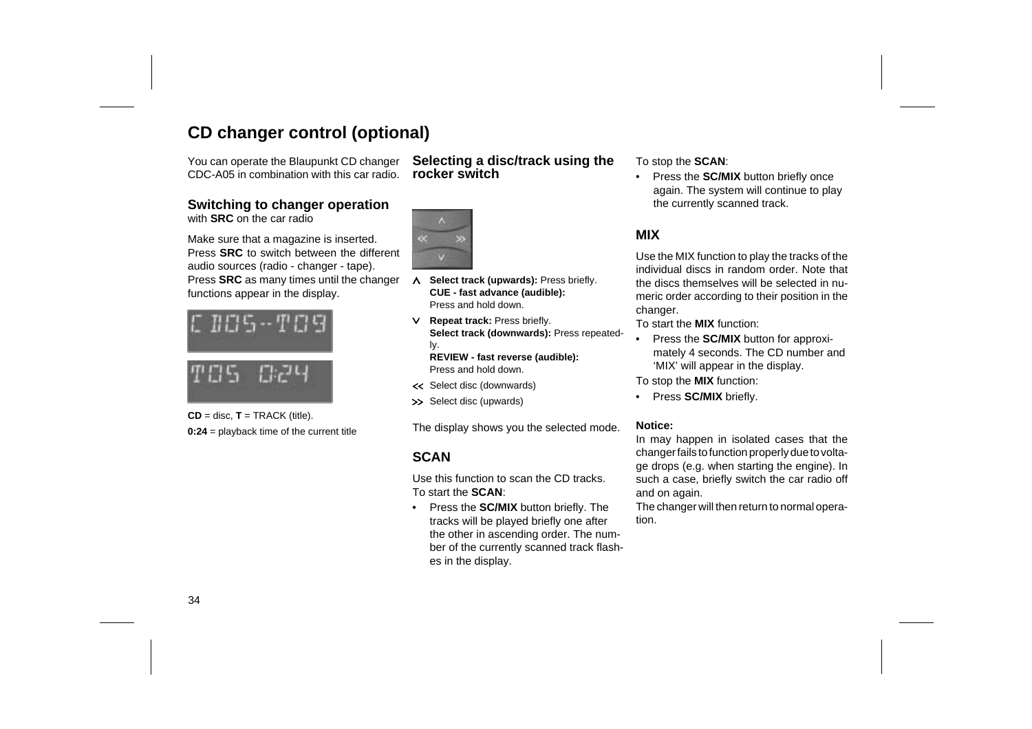# CD changer control (optional)

You can operate the Blaupunkt CD changer CDC-A05 in combination with this car radio.

### Switching to changer operation

with **SRC** on the car radio

Make sure that a magazine is inserted. Press **SRC** to switch between the different audio sources (radio - changer - tape). Press **SRC** as many times until the changer functions appear in the display.

**CD** = disc, **T** = TRACK (title).

**0:24** = playback time of the current title

### Selecting a disc/track using the rocker switch

- ∧ **Select track (upwards):** Press briefly.
  **CUE - fast advance (audible):**
  Press and hold down.
- ∨ **Repeat track:** Press briefly.
  **Select track (downwards):** Press repeatedly.
  **REVIEW - fast reverse (audible):**
  Press and hold down.
- << Select disc (downwards)
- >> Select disc (upwards)

The display shows you the selected mode.

## SCAN

Use this function to scan the CD tracks.
To start the **SCAN**:

- Press the **SC/MIX** button briefly. The tracks will be played briefly one after the other in ascending order. The number of the currently scanned track flashes in the display.

To stop the **SCAN**:

- Press the **SC/MIX** button briefly once again. The system will continue to play the currently scanned track.

## MIX

Use the MIX function to play the tracks of the individual discs in random order. Note that the discs themselves will be selected in numeric order according to their position in the changer.

To start the **MIX** function:

- Press the **SC/MIX** button for approximately 4 seconds. The CD number and 'MIX' will appear in the display.

To stop the **MIX** function:

- Press **SC/MIX** briefly.

**Notice:**

In may happen in isolated cases that the changer fails to function properly due to voltage drops (e.g. when starting the engine). In such a case, briefly switch the car radio off and on again.

The changer will then return to normal operation.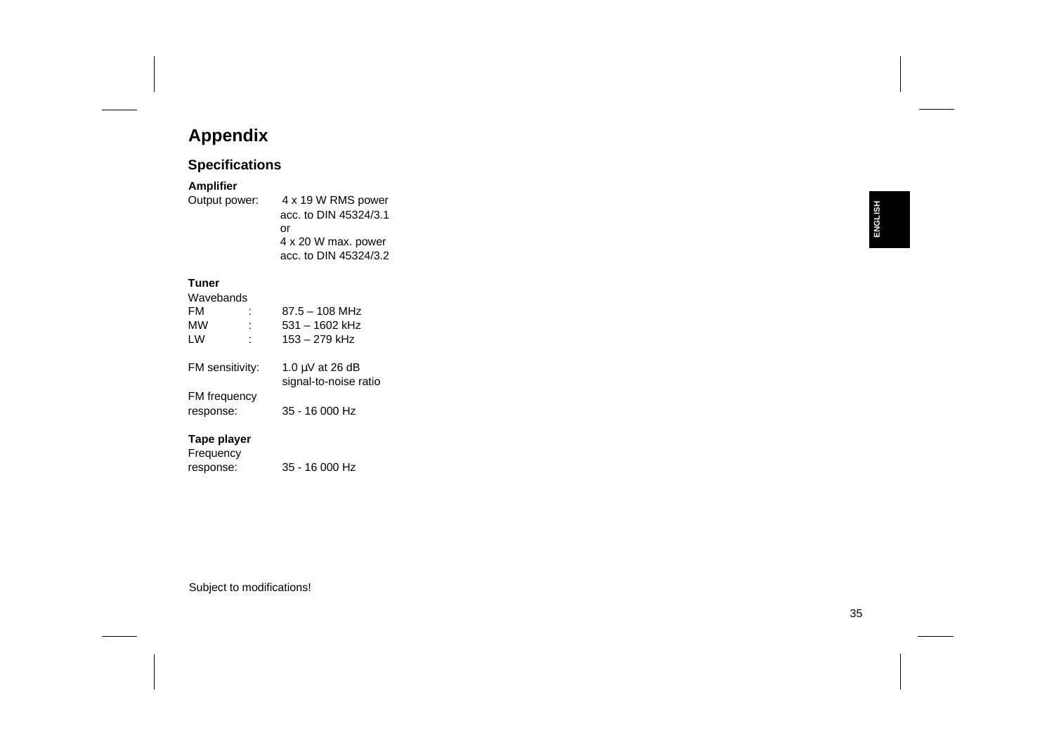# Appendix

## Specifications

**Amplifier**

Output power: 4 x 19 W RMS power acc. to DIN 45324/3.1
or
4 x 20 W max. power acc. to DIN 45324/3.2

**Tuner**

Wavebands

| | | |
|---|---|---|
| FM | : | 87.5 – 108 MHz |
| MW | : | 531 – 1602 kHz |
| LW | : | 153 – 279 kHz |

FM sensitivity: 1.0 µV at 26 dB signal-to-noise ratio

FM frequency response: 35 - 16 000 Hz

**Tape player**

Frequency response: 35 - 16 000 Hz

Subject to modifications!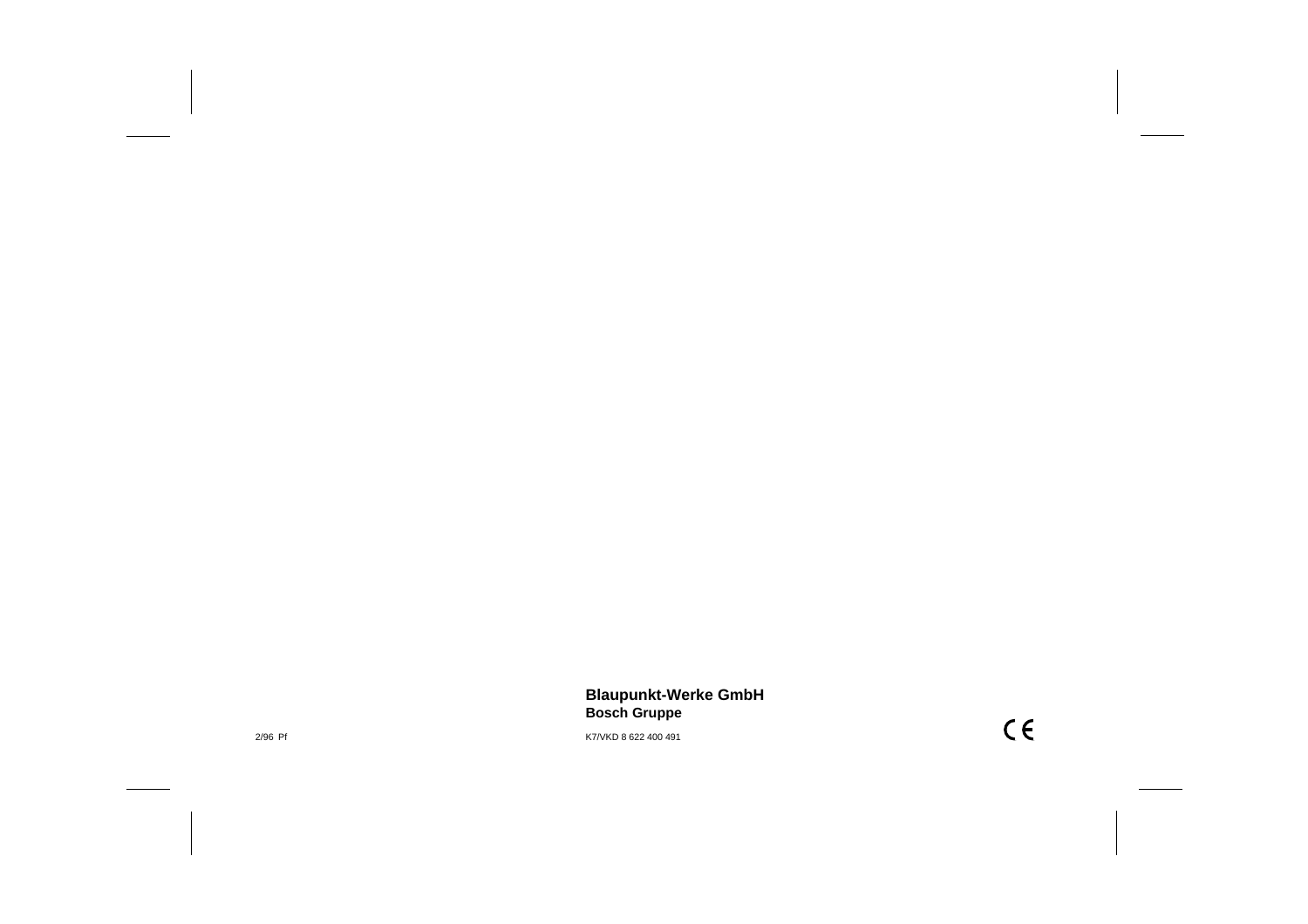**Blaupunkt-Werke GmbH**
**Bosch Gruppe**

2/96 Pf

K7/VKD 8 622 400 491

CE